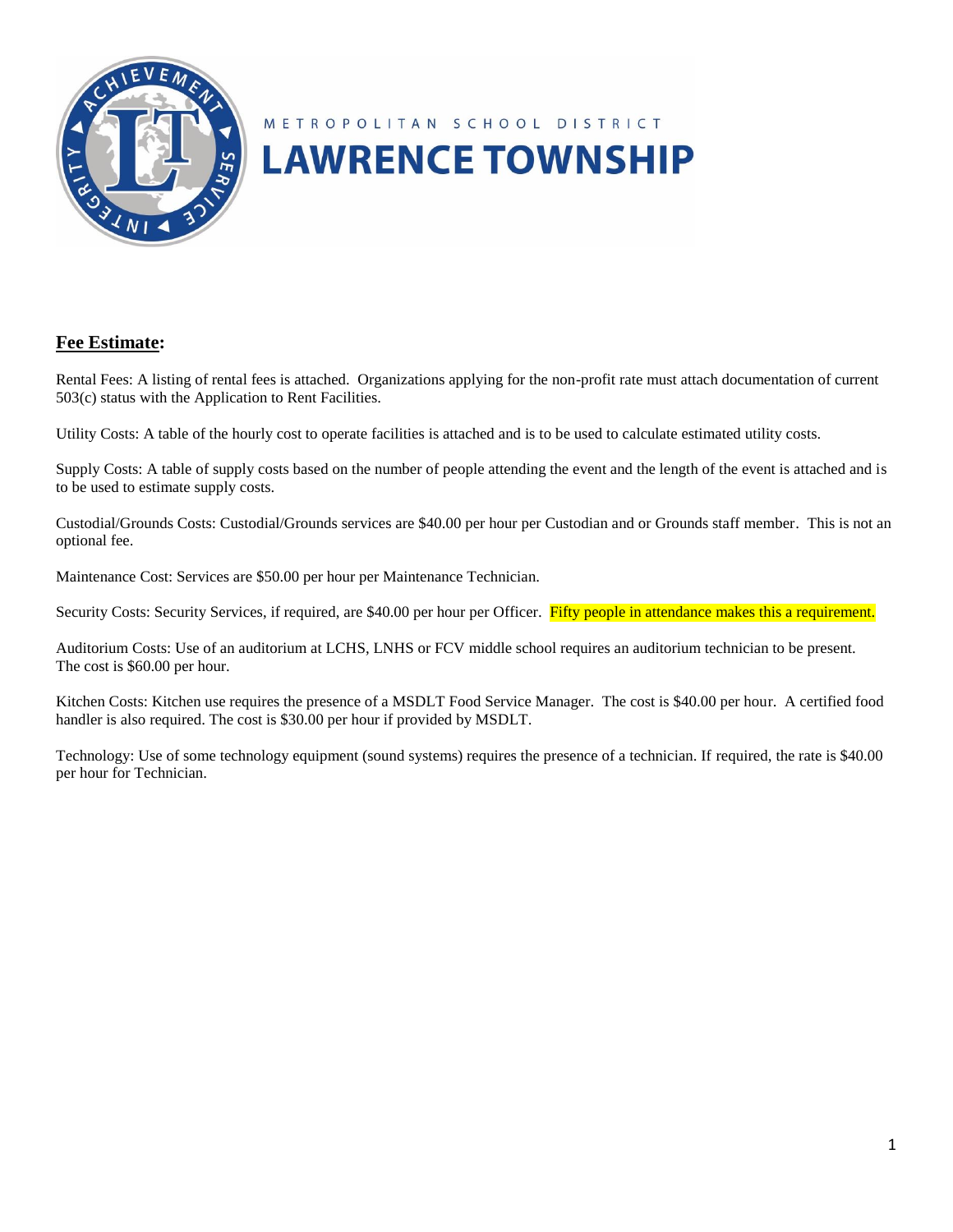METROPOLITAN SCHOOL DISTRICT

# LAWRENCE TOWNSHIP

## **Fee Estimate:**

Rental Fees: A listing of rental fees is attached. Organizations applying for the non-profit rate must attach documentation of current 503(c) status with the Application to Rent Facilities.

Utility Costs: A table of the hourly cost to operate facilities is attached and is to be used to calculate estimated utility costs.

Supply Costs: A table of supply costs based on the number of people attending the event and the length of the event is attached and is to be used to estimate supply costs.

Custodial/Grounds Costs: Custodial/Grounds services are $40.00 per hour per Custodian and or Grounds staff member. This is not an optional fee.

Maintenance Cost: Services are $50.00 per hour per Maintenance Technician.

Security Costs: Security Services, if required, are $40.00 per hour per Officer. Fifty people in attendance makes this a requirement.

Auditorium Costs: Use of an auditorium at LCHS, LNHS or FCV middle school requires an auditorium technician to be present. The cost is $60.00 per hour.

Kitchen Costs: Kitchen use requires the presence of a MSDLT Food Service Manager. The cost is $40.00 per hour. A certified food handler is also required. The cost is $30.00 per hour if provided by MSDLT.

Technology: Use of some technology equipment (sound systems) requires the presence of a technician. If required, the rate is $40.00 per hour for Technician.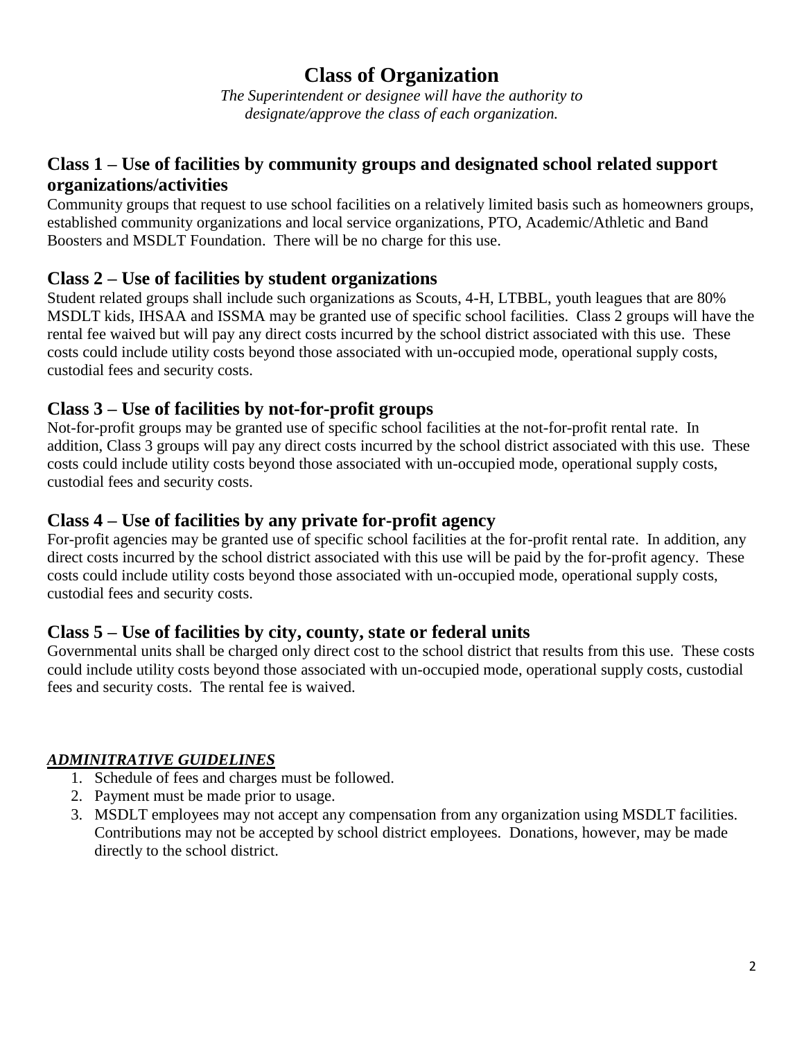# Class of Organization

*The Superintendent or designee will have the authority to designate/approve the class of each organization.*

## Class 1 – Use of facilities by community groups and designated school related support organizations/activities

Community groups that request to use school facilities on a relatively limited basis such as homeowners groups, established community organizations and local service organizations, PTO, Academic/Athletic and Band Boosters and MSDLT Foundation. There will be no charge for this use.

## Class 2 – Use of facilities by student organizations

Student related groups shall include such organizations as Scouts, 4-H, LTBBL, youth leagues that are 80% MSDLT kids, IHSAA and ISSMA may be granted use of specific school facilities. Class 2 groups will have the rental fee waived but will pay any direct costs incurred by the school district associated with this use. These costs could include utility costs beyond those associated with un-occupied mode, operational supply costs, custodial fees and security costs.

## Class 3 – Use of facilities by not-for-profit groups

Not-for-profit groups may be granted use of specific school facilities at the not-for-profit rental rate. In addition, Class 3 groups will pay any direct costs incurred by the school district associated with this use. These costs could include utility costs beyond those associated with un-occupied mode, operational supply costs, custodial fees and security costs.

## Class 4 – Use of facilities by any private for-profit agency

For-profit agencies may be granted use of specific school facilities at the for-profit rental rate. In addition, any direct costs incurred by the school district associated with this use will be paid by the for-profit agency. These costs could include utility costs beyond those associated with un-occupied mode, operational supply costs, custodial fees and security costs.

## Class 5 – Use of facilities by city, county, state or federal units

Governmental units shall be charged only direct cost to the school district that results from this use. These costs could include utility costs beyond those associated with un-occupied mode, operational supply costs, custodial fees and security costs. The rental fee is waived.

***ADMINITRATIVE GUIDELINES***

1. Schedule of fees and charges must be followed.
2. Payment must be made prior to usage.
3. MSDLT employees may not accept any compensation from any organization using MSDLT facilities. Contributions may not be accepted by school district employees. Donations, however, may be made directly to the school district.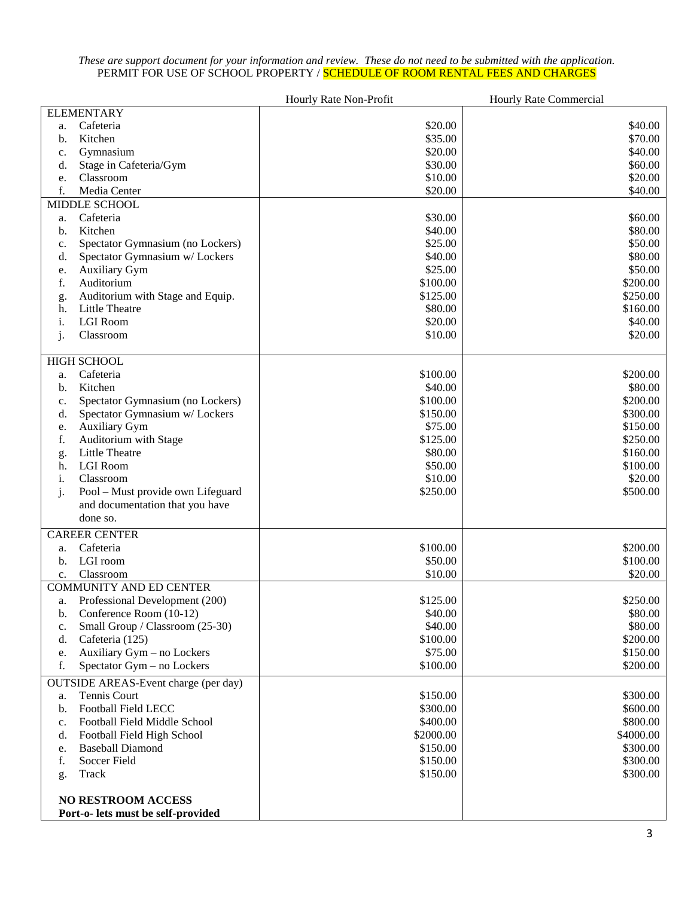*These are support document for your information and review. These do not need to be submitted with the application.*

PERMIT FOR USE OF SCHOOL PROPERTY / SCHEDULE OF ROOM RENTAL FEES AND CHARGES

| | Hourly Rate Non-Profit | Hourly Rate Commercial |
|---|---|---|
| **ELEMENTARY** | | |
| a. Cafeteria | $20.00 | $40.00 |
| b. Kitchen | $35.00 | $70.00 |
| c. Gymnasium | $20.00 | $40.00 |
| d. Stage in Cafeteria/Gym | $30.00 | $60.00 |
| e. Classroom | $10.00 | $20.00 |
| f. Media Center | $20.00 | $40.00 |
| **MIDDLE SCHOOL** | | |
| a. Cafeteria | $30.00 | $60.00 |
| b. Kitchen | $40.00 | $80.00 |
| c. Spectator Gymnasium (no Lockers) | $25.00 | $50.00 |
| d. Spectator Gymnasium w/ Lockers | $40.00 | $80.00 |
| e. Auxiliary Gym | $25.00 | $50.00 |
| f. Auditorium | $100.00 | $200.00 |
| g. Auditorium with Stage and Equip. | $125.00 | $250.00 |
| h. Little Theatre | $80.00 | $160.00 |
| i. LGI Room | $20.00 | $40.00 |
| j. Classroom | $10.00 | $20.00 |
| **HIGH SCHOOL** | | |
| a. Cafeteria | $100.00 | $200.00 |
| b. Kitchen | $40.00 | $80.00 |
| c. Spectator Gymnasium (no Lockers) | $100.00 | $200.00 |
| d. Spectator Gymnasium w/ Lockers | $150.00 | $300.00 |
| e. Auxiliary Gym | $75.00 | $150.00 |
| f. Auditorium with Stage | $125.00 | $250.00 |
| g. Little Theatre | $80.00 | $160.00 |
| h. LGI Room | $50.00 | $100.00 |
| i. Classroom | $10.00 | $20.00 |
| j. Pool – Must provide own Lifeguard and documentation that you have done so. | $250.00 | $500.00 |
| **CAREER CENTER** | | |
| a. Cafeteria | $100.00 | $200.00 |
| b. LGI room | $50.00 | $100.00 |
| c. Classroom | $10.00 | $20.00 |
| **COMMUNITY AND ED CENTER** | | |
| a. Professional Development (200) | $125.00 | $250.00 |
| b. Conference Room (10-12) | $40.00 | $80.00 |
| c. Small Group / Classroom (25-30) | $40.00 | $80.00 |
| d. Cafeteria (125) | $100.00 | $200.00 |
| e. Auxiliary Gym – no Lockers | $75.00 | $150.00 |
| f. Spectator Gym – no Lockers | $100.00 | $200.00 |
| **OUTSIDE AREAS-Event charge (per day)** | | |
| a. Tennis Court | $150.00 | $300.00 |
| b. Football Field LECC | $300.00 | $600.00 |
| c. Football Field Middle School | $400.00 | $800.00 |
| d. Football Field High School | $2000.00 | $4000.00 |
| e. Baseball Diamond | $150.00 | $300.00 |
| f. Soccer Field | $150.00 | $300.00 |
| g. Track | $150.00 | $300.00 |
| **NO RESTROOM ACCESS** **Port-o- lets must be self-provided** | | |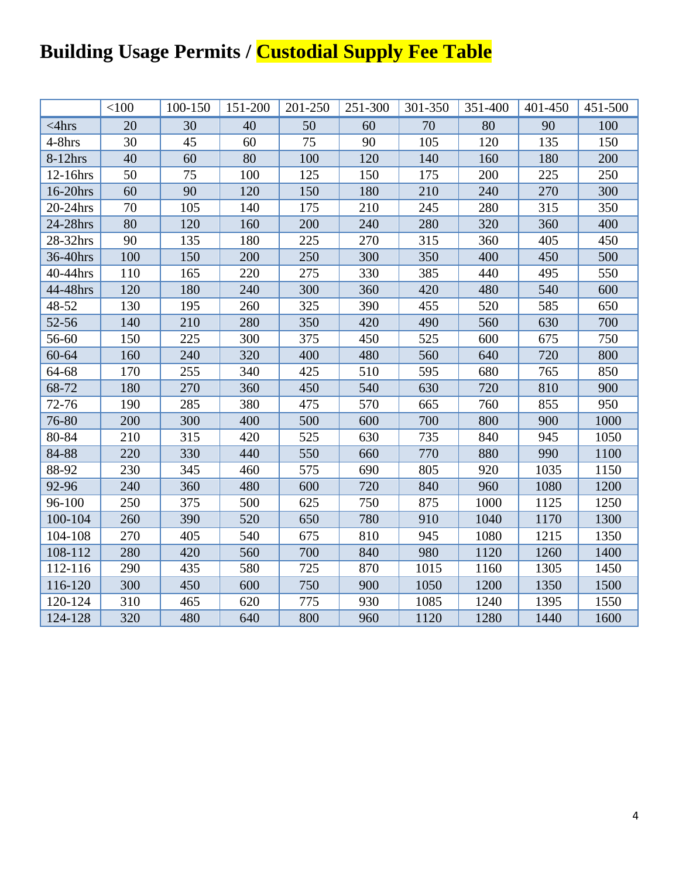# Building Usage Permits / Custodial Supply Fee Table

| | <100 | 100-150 | 151-200 | 201-250 | 251-300 | 301-350 | 351-400 | 401-450 | 451-500 |
|---|---|---|---|---|---|---|---|---|---|
| <4hrs | 20 | 30 | 40 | 50 | 60 | 70 | 80 | 90 | 100 |
| 4-8hrs | 30 | 45 | 60 | 75 | 90 | 105 | 120 | 135 | 150 |
| 8-12hrs | 40 | 60 | 80 | 100 | 120 | 140 | 160 | 180 | 200 |
| 12-16hrs | 50 | 75 | 100 | 125 | 150 | 175 | 200 | 225 | 250 |
| 16-20hrs | 60 | 90 | 120 | 150 | 180 | 210 | 240 | 270 | 300 |
| 20-24hrs | 70 | 105 | 140 | 175 | 210 | 245 | 280 | 315 | 350 |
| 24-28hrs | 80 | 120 | 160 | 200 | 240 | 280 | 320 | 360 | 400 |
| 28-32hrs | 90 | 135 | 180 | 225 | 270 | 315 | 360 | 405 | 450 |
| 36-40hrs | 100 | 150 | 200 | 250 | 300 | 350 | 400 | 450 | 500 |
| 40-44hrs | 110 | 165 | 220 | 275 | 330 | 385 | 440 | 495 | 550 |
| 44-48hrs | 120 | 180 | 240 | 300 | 360 | 420 | 480 | 540 | 600 |
| 48-52 | 130 | 195 | 260 | 325 | 390 | 455 | 520 | 585 | 650 |
| 52-56 | 140 | 210 | 280 | 350 | 420 | 490 | 560 | 630 | 700 |
| 56-60 | 150 | 225 | 300 | 375 | 450 | 525 | 600 | 675 | 750 |
| 60-64 | 160 | 240 | 320 | 400 | 480 | 560 | 640 | 720 | 800 |
| 64-68 | 170 | 255 | 340 | 425 | 510 | 595 | 680 | 765 | 850 |
| 68-72 | 180 | 270 | 360 | 450 | 540 | 630 | 720 | 810 | 900 |
| 72-76 | 190 | 285 | 380 | 475 | 570 | 665 | 760 | 855 | 950 |
| 76-80 | 200 | 300 | 400 | 500 | 600 | 700 | 800 | 900 | 1000 |
| 80-84 | 210 | 315 | 420 | 525 | 630 | 735 | 840 | 945 | 1050 |
| 84-88 | 220 | 330 | 440 | 550 | 660 | 770 | 880 | 990 | 1100 |
| 88-92 | 230 | 345 | 460 | 575 | 690 | 805 | 920 | 1035 | 1150 |
| 92-96 | 240 | 360 | 480 | 600 | 720 | 840 | 960 | 1080 | 1200 |
| 96-100 | 250 | 375 | 500 | 625 | 750 | 875 | 1000 | 1125 | 1250 |
| 100-104 | 260 | 390 | 520 | 650 | 780 | 910 | 1040 | 1170 | 1300 |
| 104-108 | 270 | 405 | 540 | 675 | 810 | 945 | 1080 | 1215 | 1350 |
| 108-112 | 280 | 420 | 560 | 700 | 840 | 980 | 1120 | 1260 | 1400 |
| 112-116 | 290 | 435 | 580 | 725 | 870 | 1015 | 1160 | 1305 | 1450 |
| 116-120 | 300 | 450 | 600 | 750 | 900 | 1050 | 1200 | 1350 | 1500 |
| 120-124 | 310 | 465 | 620 | 775 | 930 | 1085 | 1240 | 1395 | 1550 |
| 124-128 | 320 | 480 | 640 | 800 | 960 | 1120 | 1280 | 1440 | 1600 |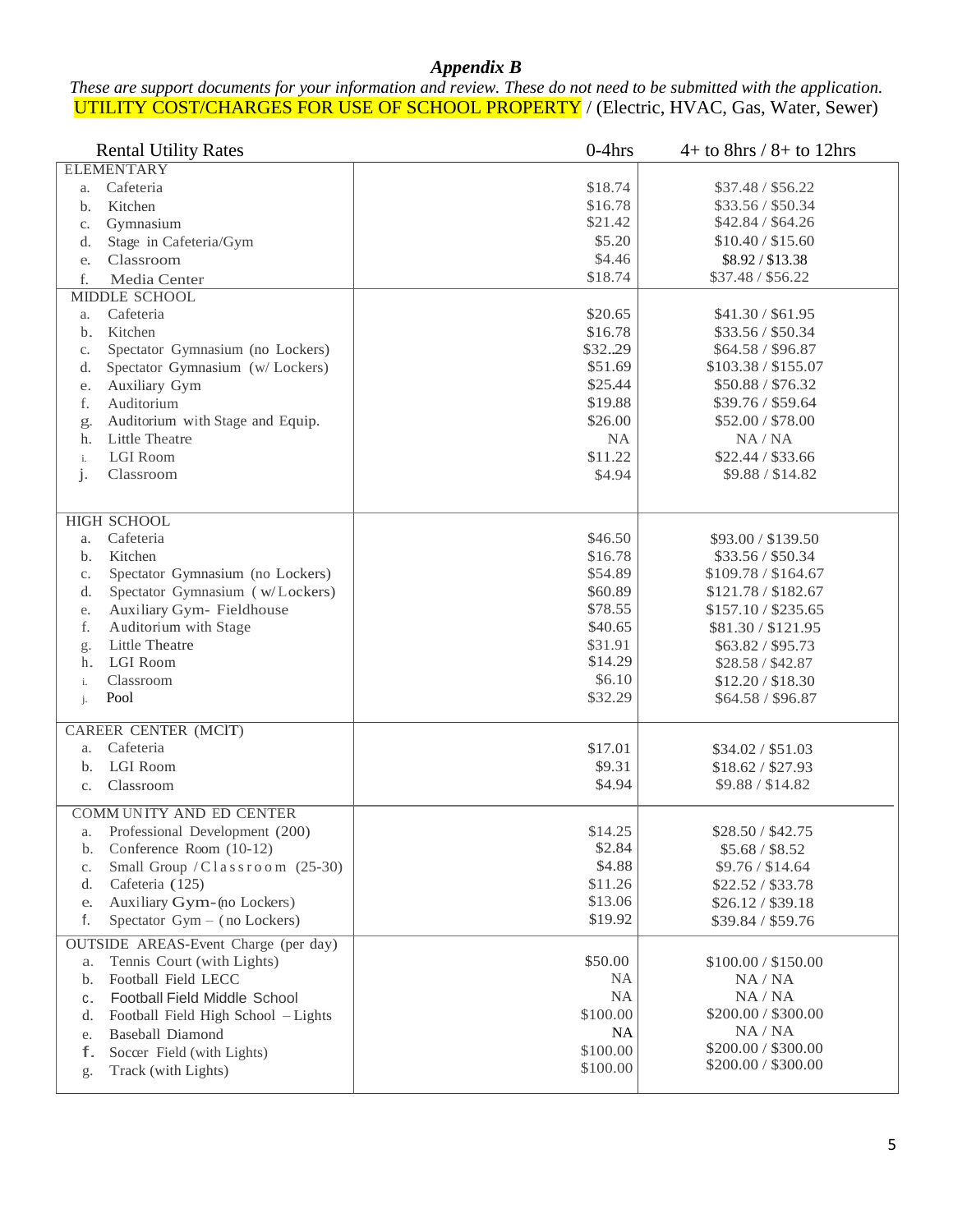## *Appendix B*

*These are support documents for your information and review. These do not need to be submitted with the application.*

UTILITY COST/CHARGES FOR USE OF SCHOOL PROPERTY / (Electric, HVAC, Gas, Water, Sewer)

| Rental Utility Rates | 0-4hrs | 4+ to 8hrs / 8+ to 12hrs |
|---|---|---|
| **ELEMENTARY** | | |
| a. Cafeteria | $18.74 | $37.48 / $56.22 |
| b. Kitchen | $16.78 | $33.56 / $50.34 |
| c. Gymnasium | $21.42 | $42.84 / $64.26 |
| d. Stage in Cafeteria/Gym | $5.20 | $10.40 / $15.60 |
| e. Classroom | $4.46 | $8.92 / $13.38 |
| f. Media Center | $18.74 | $37.48 / $56.22 |
| **MIDDLE SCHOOL** | | |
| a. Cafeteria | $20.65 | $41.30 / $61.95 |
| b. Kitchen | $16.78 | $33.56 / $50.34 |
| c. Spectator Gymnasium (no Lockers) | $32..29 | $64.58 / $96.87 |
| d. Spectator Gymnasium (w/ Lockers) | $51.69 | $103.38 / $155.07 |
| e. Auxiliary Gym | $25.44 | $50.88 / $76.32 |
| f. Auditorium | $19.88 | $39.76 / $59.64 |
| g. Auditorium with Stage and Equip. | $26.00 | $52.00 / $78.00 |
| h. Little Theatre | NA | NA / NA |
| i. LGI Room | $11.22 | $22.44 / $33.66 |
| j. Classroom | $4.94 | $9.88 / $14.82 |
| **HIGH SCHOOL** | | |
| a. Cafeteria | $46.50 | $93.00 / $139.50 |
| b. Kitchen | $16.78 | $33.56 / $50.34 |
| c. Spectator Gymnasium (no Lockers) | $54.89 | $109.78 / $164.67 |
| d. Spectator Gymnasium ( w/Lockers) | $60.89 | $121.78 / $182.67 |
| e. Auxiliary Gym- Fieldhouse | $78.55 | $157.10 / $235.65 |
| f. Auditorium with Stage | $40.65 | $81.30 / $121.95 |
| g. Little Theatre | $31.91 | $63.82 / $95.73 |
| h. LGI Room | $14.29 | $28.58 / $42.87 |
| i. Classroom | $6.10 | $12.20 / $18.30 |
| j. Pool | $32.29 | $64.58 / $96.87 |
| **CAREER CENTER (MCIT)** | | |
| a. Cafeteria | $17.01 | $34.02 / $51.03 |
| b. LGI Room | $9.31 | $18.62 / $27.93 |
| c. Classroom | $4.94 | $9.88 / $14.82 |
| **COMMUNITY AND ED CENTER** | | |
| a. Professional Development (200) | $14.25 | $28.50 / $42.75 |
| b. Conference Room (10-12) | $2.84 | $5.68 / $8.52 |
| c. Small Group / Classroom (25-30) | $4.88 | $9.76 / $14.64 |
| d. Cafeteria (125) | $11.26 | $22.52 / $33.78 |
| e. Auxiliary Gym-(no Lockers) | $13.06 | $26.12 / $39.18 |
| f. Spectator Gym – (no Lockers) | $19.92 | $39.84 / $59.76 |
| **OUTSIDE AREAS-Event Charge (per day)** | | |
| a. Tennis Court (with Lights) | $50.00 | $100.00 / $150.00 |
| b. Football Field LECC | NA | NA / NA |
| c. Football Field Middle School | NA | NA / NA |
| d. Football Field High School – Lights | $100.00 | $200.00 / $300.00 |
| e. Baseball Diamond | NA | NA / NA |
| f. Soccer Field (with Lights) | $100.00 | $200.00 / $300.00 |
| g. Track (with Lights) | $100.00 | $200.00 / $300.00 |